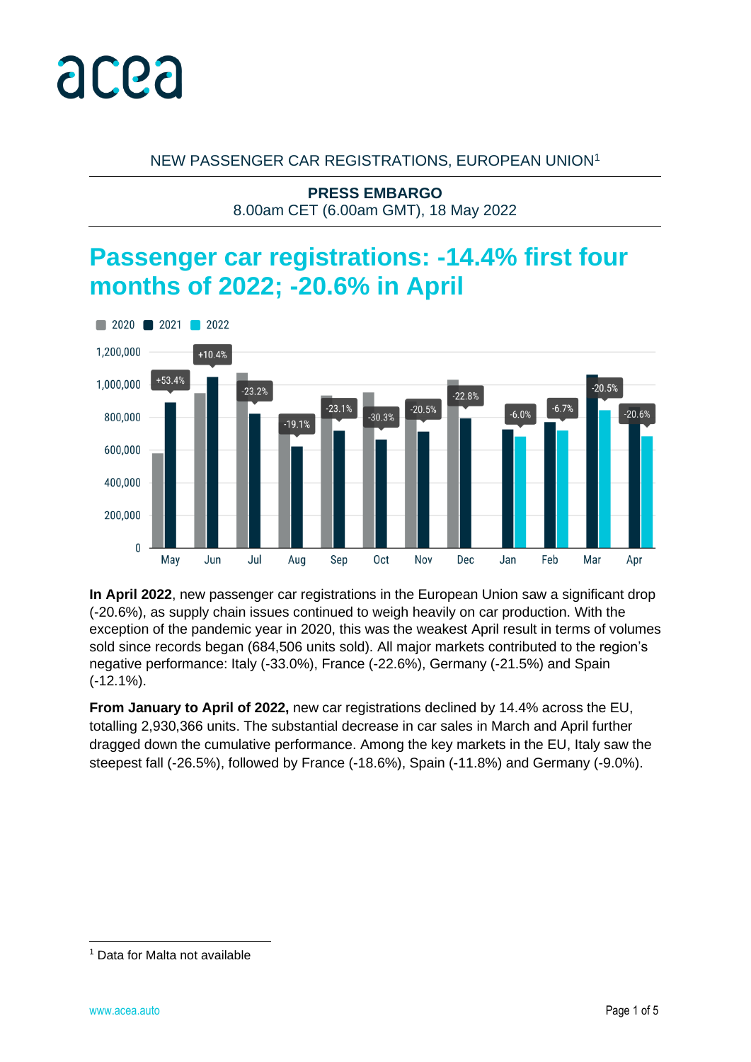NEW PASSENGER CAR REGISTRATIONS, EUROPEAN UNION[1]

**PRESS EMBARGO**
8.00am CET (6.00am GMT), 18 May 2022

# Passenger car registrations: -14.4% first four months of 2022; -20.6% in April

**In April 2022**, new passenger car registrations in the European Union saw a significant drop (-20.6%), as supply chain issues continued to weigh heavily on car production. With the exception of the pandemic year in 2020, this was the weakest April result in terms of volumes sold since records began (684,506 units sold). All major markets contributed to the region's negative performance: Italy (-33.0%), France (-22.6%), Germany (-21.5%) and Spain (-12.1%).

**From January to April of 2022,** new car registrations declined by 14.4% across the EU, totalling 2,930,366 units. The substantial decrease in car sales in March and April further dragged down the cumulative performance. Among the key markets in the EU, Italy saw the steepest fall (-26.5%), followed by France (-18.6%), Spain (-11.8%) and Germany (-9.0%).

[1] Data for Malta not available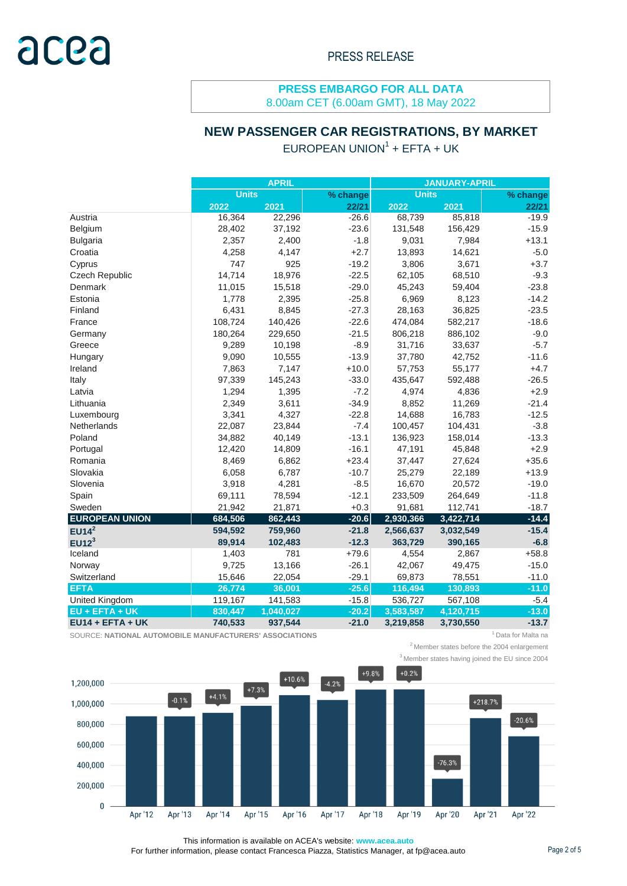PRESS RELEASE

**PRESS EMBARGO FOR ALL DATA**
8.00am CET (6.00am GMT), 18 May 2022

## NEW PASSENGER CAR REGISTRATIONS, BY MARKET

EUROPEAN UNION[1] + EFTA + UK

| | APRIL | | | JANUARY-APRIL | | |
|---|---|---|---|---|---|---|
| | Units | | % change | Units | | % change |
| | 2022 | 2021 | 22/21 | 2022 | 2021 | 22/21 |
| Austria | 16,364 | 22,296 | -26.6 | 68,739 | 85,818 | -19.9 |
| Belgium | 28,402 | 37,192 | -23.6 | 131,548 | 156,429 | -15.9 |
| Bulgaria | 2,357 | 2,400 | -1.8 | 9,031 | 7,984 | +13.1 |
| Croatia | 4,258 | 4,147 | +2.7 | 13,893 | 14,621 | -5.0 |
| Cyprus | 747 | 925 | -19.2 | 3,806 | 3,671 | +3.7 |
| Czech Republic | 14,714 | 18,976 | -22.5 | 62,105 | 68,510 | -9.3 |
| Denmark | 11,015 | 15,518 | -29.0 | 45,243 | 59,404 | -23.8 |
| Estonia | 1,778 | 2,395 | -25.8 | 6,969 | 8,123 | -14.2 |
| Finland | 6,431 | 8,845 | -27.3 | 28,163 | 36,825 | -23.5 |
| France | 108,724 | 140,426 | -22.6 | 474,084 | 582,217 | -18.6 |
| Germany | 180,264 | 229,650 | -21.5 | 806,218 | 886,102 | -9.0 |
| Greece | 9,289 | 10,198 | -8.9 | 31,716 | 33,637 | -5.7 |
| Hungary | 9,090 | 10,555 | -13.9 | 37,780 | 42,752 | -11.6 |
| Ireland | 7,863 | 7,147 | +10.0 | 57,753 | 55,177 | +4.7 |
| Italy | 97,339 | 145,243 | -33.0 | 435,647 | 592,488 | -26.5 |
| Latvia | 1,294 | 1,395 | -7.2 | 4,974 | 4,836 | +2.9 |
| Lithuania | 2,349 | 3,611 | -34.9 | 8,852 | 11,269 | -21.4 |
| Luxembourg | 3,341 | 4,327 | -22.8 | 14,688 | 16,783 | -12.5 |
| Netherlands | 22,087 | 23,844 | -7.4 | 100,457 | 104,431 | -3.8 |
| Poland | 34,882 | 40,149 | -13.1 | 136,923 | 158,014 | -13.3 |
| Portugal | 12,420 | 14,809 | -16.1 | 47,191 | 45,848 | +2.9 |
| Romania | 8,469 | 6,862 | +23.4 | 37,447 | 27,624 | +35.6 |
| Slovakia | 6,058 | 6,787 | -10.7 | 25,279 | 22,189 | +13.9 |
| Slovenia | 3,918 | 4,281 | -8.5 | 16,670 | 20,572 | -19.0 |
| Spain | 69,111 | 78,594 | -12.1 | 233,509 | 264,649 | -11.8 |
| Sweden | 21,942 | 21,871 | +0.3 | 91,681 | 112,741 | -18.7 |
| **EUROPEAN UNION** | **684,506** | **862,443** | **-20.6** | **2,930,366** | **3,422,714** | **-14.4** |
| **EU14[2]** | **594,592** | **759,960** | **-21.8** | **2,566,637** | **3,032,549** | **-15.4** |
| **EU12[3]** | **89,914** | **102,483** | **-12.3** | **363,729** | **390,165** | **-6.8** |
| Iceland | 1,403 | 781 | +79.6 | 4,554 | 2,867 | +58.8 |
| Norway | 9,725 | 13,166 | -26.1 | 42,067 | 49,475 | -15.0 |
| Switzerland | 15,646 | 22,054 | -29.1 | 69,873 | 78,551 | -11.0 |
| **EFTA** | **26,774** | **36,001** | **-25.6** | **116,494** | **130,893** | **-11.0** |
| United Kingdom | 119,167 | 141,583 | -15.8 | 536,727 | 567,108 | -5.4 |
| **EU + EFTA + UK** | **830,447** | **1,040,027** | **-20.2** | **3,583,587** | **4,120,715** | **-13.0** |
| **EU14 + EFTA + UK** | **740,533** | **937,544** | **-21.0** | **3,219,858** | **3,730,550** | **-13.7** |

SOURCE: **NATIONAL AUTOMOBILE MANUFACTURERS' ASSOCIATIONS**

[1] Data for Malta na
[2] Member states before the 2004 enlargement
[3] Member states having joined the EU since 2004

This information is available on ACEA's website: **www.acea.auto**
For further information, please contact Francesca Piazza, Statistics Manager, at fp@acea.auto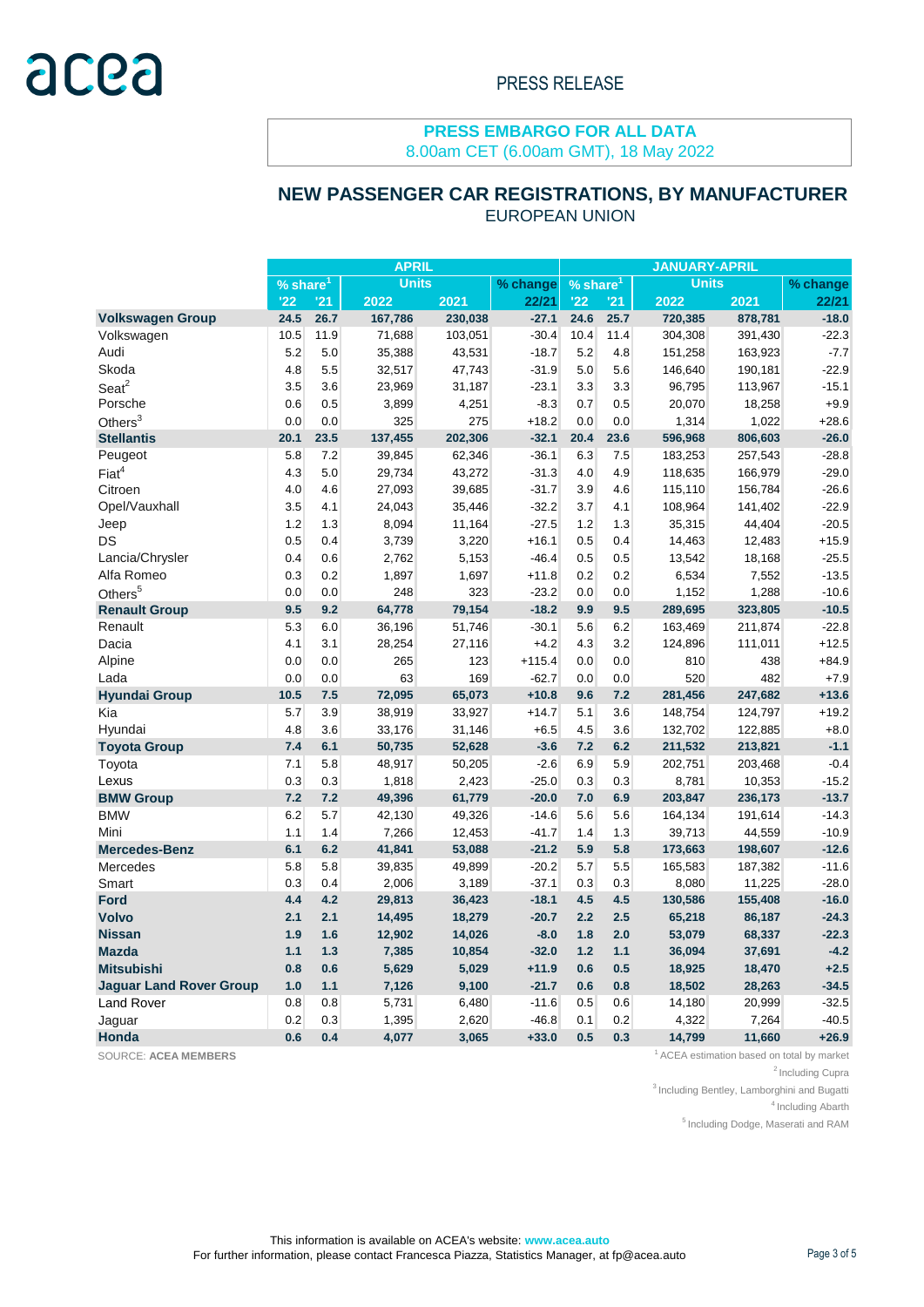PRESS RELEASE

**PRESS EMBARGO FOR ALL DATA**
8.00am CET (6.00am GMT), 18 May 2022

## NEW PASSENGER CAR REGISTRATIONS, BY MANUFACTURER

EUROPEAN UNION

| | APRIL | | | | | JANUARY-APRIL | | | | |
|---|---|---|---|---|---|---|---|---|---|---|
| | % share[1] | | Units | | % change | % share[1] | | Units | | % change |
| | '22 | '21 | 2022 | 2021 | 22/21 | '22 | '21 | 2022 | 2021 | 22/21 |
| **Volkswagen Group** | **24.5** | **26.7** | **167,786** | **230,038** | **-27.1** | **24.6** | **25.7** | **720,385** | **878,781** | **-18.0** |
| Volkswagen | 10.5 | 11.9 | 71,688 | 103,051 | -30.4 | 10.4 | 11.4 | 304,308 | 391,430 | -22.3 |
| Audi | 5.2 | 5.0 | 35,388 | 43,531 | -18.7 | 5.2 | 4.8 | 151,258 | 163,923 | -7.7 |
| Skoda | 4.8 | 5.5 | 32,517 | 47,743 | -31.9 | 5.0 | 5.6 | 146,640 | 190,181 | -22.9 |
| Seat[2] | 3.5 | 3.6 | 23,969 | 31,187 | -23.1 | 3.3 | 3.3 | 96,795 | 113,967 | -15.1 |
| Porsche | 0.6 | 0.5 | 3,899 | 4,251 | -8.3 | 0.7 | 0.5 | 20,070 | 18,258 | +9.9 |
| Others[3] | 0.0 | 0.0 | 325 | 275 | +18.2 | 0.0 | 0.0 | 1,314 | 1,022 | +28.6 |
| **Stellantis** | **20.1** | **23.5** | **137,455** | **202,306** | **-32.1** | **20.4** | **23.6** | **596,968** | **806,603** | **-26.0** |
| Peugeot | 5.8 | 7.2 | 39,845 | 62,346 | -36.1 | 6.3 | 7.5 | 183,253 | 257,543 | -28.8 |
| Fiat[4] | 4.3 | 5.0 | 29,734 | 43,272 | -31.3 | 4.0 | 4.9 | 118,635 | 166,979 | -29.0 |
| Citroen | 4.0 | 4.6 | 27,093 | 39,685 | -31.7 | 3.9 | 4.6 | 115,110 | 156,784 | -26.6 |
| Opel/Vauxhall | 3.5 | 4.1 | 24,043 | 35,446 | -32.2 | 3.7 | 4.1 | 108,964 | 141,402 | -22.9 |
| Jeep | 1.2 | 1.3 | 8,094 | 11,164 | -27.5 | 1.2 | 1.3 | 35,315 | 44,404 | -20.5 |
| DS | 0.5 | 0.4 | 3,739 | 3,220 | +16.1 | 0.5 | 0.4 | 14,463 | 12,483 | +15.9 |
| Lancia/Chrysler | 0.4 | 0.6 | 2,762 | 5,153 | -46.4 | 0.5 | 0.5 | 13,542 | 18,168 | -25.5 |
| Alfa Romeo | 0.3 | 0.2 | 1,897 | 1,697 | +11.8 | 0.2 | 0.2 | 6,534 | 7,552 | -13.5 |
| Others[5] | 0.0 | 0.0 | 248 | 323 | -23.2 | 0.0 | 0.0 | 1,152 | 1,288 | -10.6 |
| **Renault Group** | **9.5** | **9.2** | **64,778** | **79,154** | **-18.2** | **9.9** | **9.5** | **289,695** | **323,805** | **-10.5** |
| Renault | 5.3 | 6.0 | 36,196 | 51,746 | -30.1 | 5.6 | 6.2 | 163,469 | 211,874 | -22.8 |
| Dacia | 4.1 | 3.1 | 28,254 | 27,116 | +4.2 | 4.3 | 3.2 | 124,896 | 111,011 | +12.5 |
| Alpine | 0.0 | 0.0 | 265 | 123 | +115.4 | 0.0 | 0.0 | 810 | 438 | +84.9 |
| Lada | 0.0 | 0.0 | 63 | 169 | -62.7 | 0.0 | 0.0 | 520 | 482 | +7.9 |
| **Hyundai Group** | **10.5** | **7.5** | **72,095** | **65,073** | **+10.8** | **9.6** | **7.2** | **281,456** | **247,682** | **+13.6** |
| Kia | 5.7 | 3.9 | 38,919 | 33,927 | +14.7 | 5.1 | 3.6 | 148,754 | 124,797 | +19.2 |
| Hyundai | 4.8 | 3.6 | 33,176 | 31,146 | +6.5 | 4.5 | 3.6 | 132,702 | 122,885 | +8.0 |
| **Toyota Group** | **7.4** | **6.1** | **50,735** | **52,628** | **-3.6** | **7.2** | **6.2** | **211,532** | **213,821** | **-1.1** |
| Toyota | 7.1 | 5.8 | 48,917 | 50,205 | -2.6 | 6.9 | 5.9 | 202,751 | 203,468 | -0.4 |
| Lexus | 0.3 | 0.3 | 1,818 | 2,423 | -25.0 | 0.3 | 0.3 | 8,781 | 10,353 | -15.2 |
| **BMW Group** | **7.2** | **7.2** | **49,396** | **61,779** | **-20.0** | **7.0** | **6.9** | **203,847** | **236,173** | **-13.7** |
| BMW | 6.2 | 5.7 | 42,130 | 49,326 | -14.6 | 5.6 | 5.6 | 164,134 | 191,614 | -14.3 |
| Mini | 1.1 | 1.4 | 7,266 | 12,453 | -41.7 | 1.4 | 1.3 | 39,713 | 44,559 | -10.9 |
| **Mercedes-Benz** | **6.1** | **6.2** | **41,841** | **53,088** | **-21.2** | **5.9** | **5.8** | **173,663** | **198,607** | **-12.6** |
| Mercedes | 5.8 | 5.8 | 39,835 | 49,899 | -20.2 | 5.7 | 5.5 | 165,583 | 187,382 | -11.6 |
| Smart | 0.3 | 0.4 | 2,006 | 3,189 | -37.1 | 0.3 | 0.3 | 8,080 | 11,225 | -28.0 |
| **Ford** | **4.4** | **4.2** | **29,813** | **36,423** | **-18.1** | **4.5** | **4.5** | **130,586** | **155,408** | **-16.0** |
| **Volvo** | **2.1** | **2.1** | **14,495** | **18,279** | **-20.7** | **2.2** | **2.5** | **65,218** | **86,187** | **-24.3** |
| **Nissan** | **1.9** | **1.6** | **12,902** | **14,026** | **-8.0** | **1.8** | **2.0** | **53,079** | **68,337** | **-22.3** |
| **Mazda** | **1.1** | **1.3** | **7,385** | **10,854** | **-32.0** | **1.2** | **1.1** | **36,094** | **37,691** | **-4.2** |
| **Mitsubishi** | **0.8** | **0.6** | **5,629** | **5,029** | **+11.9** | **0.6** | **0.5** | **18,925** | **18,470** | **+2.5** |
| **Jaguar Land Rover Group** | **1.0** | **1.1** | **7,126** | **9,100** | **-21.7** | **0.6** | **0.8** | **18,502** | **28,263** | **-34.5** |
| Land Rover | 0.8 | 0.8 | 5,731 | 6,480 | -11.6 | 0.5 | 0.6 | 14,180 | 20,999 | -32.5 |
| Jaguar | 0.2 | 0.3 | 1,395 | 2,620 | -46.8 | 0.1 | 0.2 | 4,322 | 7,264 | -40.5 |
| **Honda** | **0.6** | **0.4** | **4,077** | **3,065** | **+33.0** | **0.5** | **0.3** | **14,799** | **11,660** | **+26.9** |

SOURCE: **ACEA MEMBERS**

[1] ACEA estimation based on total by market
[2] Including Cupra
[3] Including Bentley, Lamborghini and Bugatti
[4] Including Abarth
[5] Including Dodge, Maserati and RAM

This information is available on ACEA's website: **www.acea.auto**
For further information, please contact Francesca Piazza, Statistics Manager, at fp@acea.auto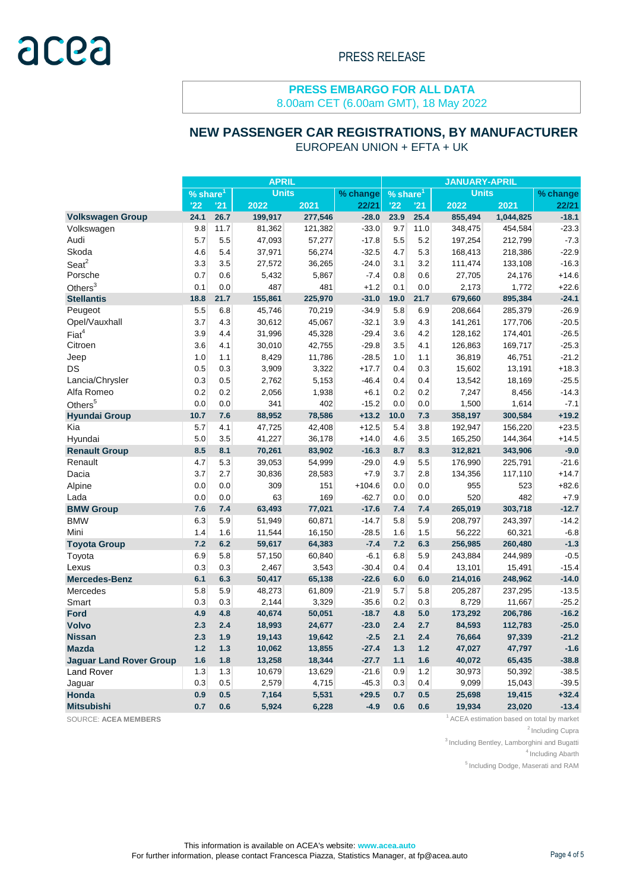PRESS RELEASE

**PRESS EMBARGO FOR ALL DATA**
8.00am CET (6.00am GMT), 18 May 2022

## NEW PASSENGER CAR REGISTRATIONS, BY MANUFACTURER

EUROPEAN UNION + EFTA + UK

| | APRIL | | | | | JANUARY-APRIL | | | | |
|---|---|---|---|---|---|---|---|---|---|---|
| | % share[1] | | Units | | % change | % share[1] | | Units | | % change |
| | '22 | '21 | 2022 | 2021 | 22/21 | '22 | '21 | 2022 | 2021 | 22/21 |
| **Volkswagen Group** | **24.1** | **26.7** | **199,917** | **277,546** | **-28.0** | **23.9** | **25.4** | **855,494** | **1,044,825** | **-18.1** |
| Volkswagen | 9.8 | 11.7 | 81,362 | 121,382 | -33.0 | 9.7 | 11.0 | 348,475 | 454,584 | -23.3 |
| Audi | 5.7 | 5.5 | 47,093 | 57,277 | -17.8 | 5.5 | 5.2 | 197,254 | 212,799 | -7.3 |
| Skoda | 4.6 | 5.4 | 37,971 | 56,274 | -32.5 | 4.7 | 5.3 | 168,413 | 218,386 | -22.9 |
| Seat[2] | 3.3 | 3.5 | 27,572 | 36,265 | -24.0 | 3.1 | 3.2 | 111,474 | 133,108 | -16.3 |
| Porsche | 0.7 | 0.6 | 5,432 | 5,867 | -7.4 | 0.8 | 0.6 | 27,705 | 24,176 | +14.6 |
| Others[3] | 0.1 | 0.0 | 487 | 481 | +1.2 | 0.1 | 0.0 | 2,173 | 1,772 | +22.6 |
| **Stellantis** | **18.8** | **21.7** | **155,861** | **225,970** | **-31.0** | **19.0** | **21.7** | **679,660** | **895,384** | **-24.1** |
| Peugeot | 5.5 | 6.8 | 45,746 | 70,219 | -34.9 | 5.8 | 6.9 | 208,664 | 285,379 | -26.9 |
| Opel/Vauxhall | 3.7 | 4.3 | 30,612 | 45,067 | -32.1 | 3.9 | 4.3 | 141,261 | 177,706 | -20.5 |
| Fiat[4] | 3.9 | 4.4 | 31,996 | 45,328 | -29.4 | 3.6 | 4.2 | 128,162 | 174,401 | -26.5 |
| Citroen | 3.6 | 4.1 | 30,010 | 42,755 | -29.8 | 3.5 | 4.1 | 126,863 | 169,717 | -25.3 |
| Jeep | 1.0 | 1.1 | 8,429 | 11,786 | -28.5 | 1.0 | 1.1 | 36,819 | 46,751 | -21.2 |
| DS | 0.5 | 0.3 | 3,909 | 3,322 | +17.7 | 0.4 | 0.3 | 15,602 | 13,191 | +18.3 |
| Lancia/Chrysler | 0.3 | 0.5 | 2,762 | 5,153 | -46.4 | 0.4 | 0.4 | 13,542 | 18,169 | -25.5 |
| Alfa Romeo | 0.2 | 0.2 | 2,056 | 1,938 | +6.1 | 0.2 | 0.2 | 7,247 | 8,456 | -14.3 |
| Others[5] | 0.0 | 0.0 | 341 | 402 | -15.2 | 0.0 | 0.0 | 1,500 | 1,614 | -7.1 |
| **Hyundai Group** | **10.7** | **7.6** | **88,952** | **78,586** | **+13.2** | **10.0** | **7.3** | **358,197** | **300,584** | **+19.2** |
| Kia | 5.7 | 4.1 | 47,725 | 42,408 | +12.5 | 5.4 | 3.8 | 192,947 | 156,220 | +23.5 |
| Hyundai | 5.0 | 3.5 | 41,227 | 36,178 | +14.0 | 4.6 | 3.5 | 165,250 | 144,364 | +14.5 |
| **Renault Group** | **8.5** | **8.1** | **70,261** | **83,902** | **-16.3** | **8.7** | **8.3** | **312,821** | **343,906** | **-9.0** |
| Renault | 4.7 | 5.3 | 39,053 | 54,999 | -29.0 | 4.9 | 5.5 | 176,990 | 225,791 | -21.6 |
| Dacia | 3.7 | 2.7 | 30,836 | 28,583 | +7.9 | 3.7 | 2.8 | 134,356 | 117,110 | +14.7 |
| Alpine | 0.0 | 0.0 | 309 | 151 | +104.6 | 0.0 | 0.0 | 955 | 523 | +82.6 |
| Lada | 0.0 | 0.0 | 63 | 169 | -62.7 | 0.0 | 0.0 | 520 | 482 | +7.9 |
| **BMW Group** | **7.6** | **7.4** | **63,493** | **77,021** | **-17.6** | **7.4** | **7.4** | **265,019** | **303,718** | **-12.7** |
| BMW | 6.3 | 5.9 | 51,949 | 60,871 | -14.7 | 5.8 | 5.9 | 208,797 | 243,397 | -14.2 |
| Mini | 1.4 | 1.6 | 11,544 | 16,150 | -28.5 | 1.6 | 1.5 | 56,222 | 60,321 | -6.8 |
| **Toyota Group** | **7.2** | **6.2** | **59,617** | **64,383** | **-7.4** | **7.2** | **6.3** | **256,985** | **260,480** | **-1.3** |
| Toyota | 6.9 | 5.8 | 57,150 | 60,840 | -6.1 | 6.8 | 5.9 | 243,884 | 244,989 | -0.5 |
| Lexus | 0.3 | 0.3 | 2,467 | 3,543 | -30.4 | 0.4 | 0.4 | 13,101 | 15,491 | -15.4 |
| **Mercedes-Benz** | **6.1** | **6.3** | **50,417** | **65,138** | **-22.6** | **6.0** | **6.0** | **214,016** | **248,962** | **-14.0** |
| Mercedes | 5.8 | 5.9 | 48,273 | 61,809 | -21.9 | 5.7 | 5.8 | 205,287 | 237,295 | -13.5 |
| Smart | 0.3 | 0.3 | 2,144 | 3,329 | -35.6 | 0.2 | 0.3 | 8,729 | 11,667 | -25.2 |
| **Ford** | **4.9** | **4.8** | **40,674** | **50,051** | **-18.7** | **4.8** | **5.0** | **173,292** | **206,786** | **-16.2** |
| **Volvo** | **2.3** | **2.4** | **18,993** | **24,677** | **-23.0** | **2.4** | **2.7** | **84,593** | **112,783** | **-25.0** |
| **Nissan** | **2.3** | **1.9** | **19,143** | **19,642** | **-2.5** | **2.1** | **2.4** | **76,664** | **97,339** | **-21.2** |
| **Mazda** | **1.2** | **1.3** | **10,062** | **13,855** | **-27.4** | **1.3** | **1.2** | **47,027** | **47,797** | **-1.6** |
| **Jaguar Land Rover Group** | **1.6** | **1.8** | **13,258** | **18,344** | **-27.7** | **1.1** | **1.6** | **40,072** | **65,435** | **-38.8** |
| Land Rover | 1.3 | 1.3 | 10,679 | 13,629 | -21.6 | 0.9 | 1.2 | 30,973 | 50,392 | -38.5 |
| Jaguar | 0.3 | 0.5 | 2,579 | 4,715 | -45.3 | 0.3 | 0.4 | 9,099 | 15,043 | -39.5 |
| **Honda** | **0.9** | **0.5** | **7,164** | **5,531** | **+29.5** | **0.7** | **0.5** | **25,698** | **19,415** | **+32.4** |
| **Mitsubishi** | **0.7** | **0.6** | **5,924** | **6,228** | **-4.9** | **0.6** | **0.6** | **19,934** | **23,020** | **-13.4** |

SOURCE: **ACEA MEMBERS**

[1] ACEA estimation based on total by market
[2] Including Cupra
[3] Including Bentley, Lamborghini and Bugatti
[4] Including Abarth
[5] Including Dodge, Maserati and RAM

This information is available on ACEA's website: **www.acea.auto**
For further information, please contact Francesca Piazza, Statistics Manager, at fp@acea.auto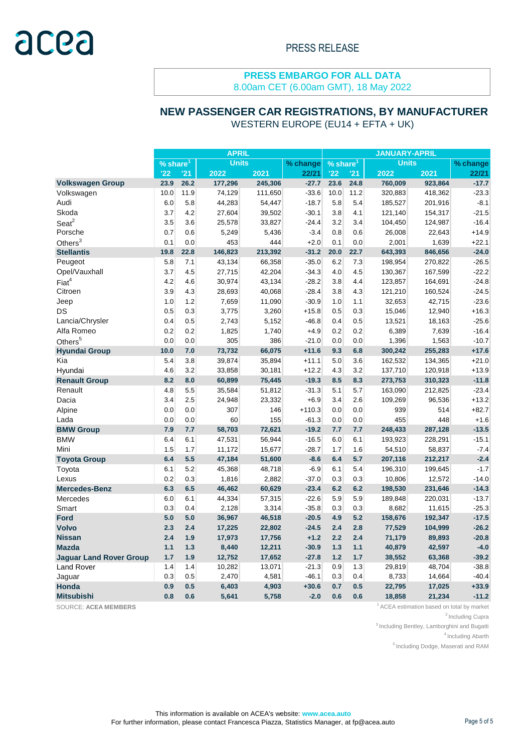acea

PRESS RELEASE

**PRESS EMBARGO FOR ALL DATA**
8.00am CET (6.00am GMT), 18 May 2022

## NEW PASSENGER CAR REGISTRATIONS, BY MANUFACTURER

WESTERN EUROPE (EU14 + EFTA + UK)

| | APRIL | | | | | JANUARY-APRIL | | | | |
|---|---|---|---|---|---|---|---|---|---|---|
| | % share[1] | | Units | | % change | % share[1] | | Units | | % change |
| | '22 | '21 | 2022 | 2021 | 22/21 | '22 | '21 | 2022 | 2021 | 22/21 |
| **Volkswagen Group** | **23.9** | **26.2** | **177,296** | **245,306** | **-27.7** | **23.6** | **24.8** | **760,009** | **923,864** | **-17.7** |
| Volkswagen | 10.0 | 11.9 | 74,129 | 111,650 | -33.6 | 10.0 | 11.2 | 320,883 | 418,362 | -23.3 |
| Audi | 6.0 | 5.8 | 44,283 | 54,447 | -18.7 | 5.8 | 5.4 | 185,527 | 201,916 | -8.1 |
| Skoda | 3.7 | 4.2 | 27,604 | 39,502 | -30.1 | 3.8 | 4.1 | 121,140 | 154,317 | -21.5 |
| Seat[2] | 3.5 | 3.6 | 25,578 | 33,827 | -24.4 | 3.2 | 3.4 | 104,450 | 124,987 | -16.4 |
| Porsche | 0.7 | 0.6 | 5,249 | 5,436 | -3.4 | 0.8 | 0.6 | 26,008 | 22,643 | +14.9 |
| Others[3] | 0.1 | 0.0 | 453 | 444 | +2.0 | 0.1 | 0.0 | 2,001 | 1,639 | +22.1 |
| **Stellantis** | **19.8** | **22.8** | **146,823** | **213,392** | **-31.2** | **20.0** | **22.7** | **643,393** | **846,656** | **-24.0** |
| Peugeot | 5.8 | 7.1 | 43,134 | 66,358 | -35.0 | 6.2 | 7.3 | 198,954 | 270,822 | -26.5 |
| Opel/Vauxhall | 3.7 | 4.5 | 27,715 | 42,204 | -34.3 | 4.0 | 4.5 | 130,367 | 167,599 | -22.2 |
| Fiat[4] | 4.2 | 4.6 | 30,974 | 43,134 | -28.2 | 3.8 | 4.4 | 123,857 | 164,691 | -24.8 |
| Citroen | 3.9 | 4.3 | 28,693 | 40,068 | -28.4 | 3.8 | 4.3 | 121,210 | 160,524 | -24.5 |
| Jeep | 1.0 | 1.2 | 7,659 | 11,090 | -30.9 | 1.0 | 1.1 | 32,653 | 42,715 | -23.6 |
| DS | 0.5 | 0.3 | 3,775 | 3,260 | +15.8 | 0.5 | 0.3 | 15,046 | 12,940 | +16.3 |
| Lancia/Chrysler | 0.4 | 0.5 | 2,743 | 5,152 | -46.8 | 0.4 | 0.5 | 13,521 | 18,163 | -25.6 |
| Alfa Romeo | 0.2 | 0.2 | 1,825 | 1,740 | +4.9 | 0.2 | 0.2 | 6,389 | 7,639 | -16.4 |
| Others[5] | 0.0 | 0.0 | 305 | 386 | -21.0 | 0.0 | 0.0 | 1,396 | 1,563 | -10.7 |
| **Hyundai Group** | **10.0** | **7.0** | **73,732** | **66,075** | **+11.6** | **9.3** | **6.8** | **300,242** | **255,283** | **+17.6** |
| Kia | 5.4 | 3.8 | 39,874 | 35,894 | +11.1 | 5.0 | 3.6 | 162,532 | 134,365 | +21.0 |
| Hyundai | 4.6 | 3.2 | 33,858 | 30,181 | +12.2 | 4.3 | 3.2 | 137,710 | 120,918 | +13.9 |
| **Renault Group** | **8.2** | **8.0** | **60,899** | **75,445** | **-19.3** | **8.5** | **8.3** | **273,753** | **310,323** | **-11.8** |
| Renault | 4.8 | 5.5 | 35,584 | 51,812 | -31.3 | 5.1 | 5.7 | 163,090 | 212,825 | -23.4 |
| Dacia | 3.4 | 2.5 | 24,948 | 23,332 | +6.9 | 3.4 | 2.6 | 109,269 | 96,536 | +13.2 |
| Alpine | 0.0 | 0.0 | 307 | 146 | +110.3 | 0.0 | 0.0 | 939 | 514 | +82.7 |
| Lada | 0.0 | 0.0 | 60 | 155 | -61.3 | 0.0 | 0.0 | 455 | 448 | +1.6 |
| **BMW Group** | **7.9** | **7.7** | **58,703** | **72,621** | **-19.2** | **7.7** | **7.7** | **248,433** | **287,128** | **-13.5** |
| BMW | 6.4 | 6.1 | 47,531 | 56,944 | -16.5 | 6.0 | 6.1 | 193,923 | 228,291 | -15.1 |
| Mini | 1.5 | 1.7 | 11,172 | 15,677 | -28.7 | 1.7 | 1.6 | 54,510 | 58,837 | -7.4 |
| **Toyota Group** | **6.4** | **5.5** | **47,184** | **51,600** | **-8.6** | **6.4** | **5.7** | **207,116** | **212,217** | **-2.4** |
| Toyota | 6.1 | 5.2 | 45,368 | 48,718 | -6.9 | 6.1 | 5.4 | 196,310 | 199,645 | -1.7 |
| Lexus | 0.2 | 0.3 | 1,816 | 2,882 | -37.0 | 0.3 | 0.3 | 10,806 | 12,572 | -14.0 |
| **Mercedes-Benz** | **6.3** | **6.5** | **46,462** | **60,629** | **-23.4** | **6.2** | **6.2** | **198,530** | **231,646** | **-14.3** |
| Mercedes | 6.0 | 6.1 | 44,334 | 57,315 | -22.6 | 5.9 | 5.9 | 189,848 | 220,031 | -13.7 |
| Smart | 0.3 | 0.4 | 2,128 | 3,314 | -35.8 | 0.3 | 0.3 | 8,682 | 11,615 | -25.3 |
| **Ford** | **5.0** | **5.0** | **36,967** | **46,518** | **-20.5** | **4.9** | **5.2** | **158,676** | **192,347** | **-17.5** |
| **Volvo** | **2.3** | **2.4** | **17,225** | **22,802** | **-24.5** | **2.4** | **2.8** | **77,529** | **104,999** | **-26.2** |
| **Nissan** | **2.4** | **1.9** | **17,973** | **17,756** | **+1.2** | **2.2** | **2.4** | **71,179** | **89,893** | **-20.8** |
| **Mazda** | **1.1** | **1.3** | **8,440** | **12,211** | **-30.9** | **1.3** | **1.1** | **40,879** | **42,597** | **-4.0** |
| **Jaguar Land Rover Group** | **1.7** | **1.9** | **12,752** | **17,652** | **-27.8** | **1.2** | **1.7** | **38,552** | **63,368** | **-39.2** |
| Land Rover | 1.4 | 1.4 | 10,282 | 13,071 | -21.3 | 0.9 | 1.3 | 29,819 | 48,704 | -38.8 |
| Jaguar | 0.3 | 0.5 | 2,470 | 4,581 | -46.1 | 0.3 | 0.4 | 8,733 | 14,664 | -40.4 |
| **Honda** | **0.9** | **0.5** | **6,403** | **4,903** | **+30.6** | **0.7** | **0.5** | **22,795** | **17,025** | **+33.9** |
| **Mitsubishi** | **0.8** | **0.6** | **5,641** | **5,758** | **-2.0** | **0.6** | **0.6** | **18,858** | **21,234** | **-11.2** |

SOURCE: **ACEA MEMBERS**

[1] ACEA estimation based on total by market
[2] Including Cupra
[3] Including Bentley, Lamborghini and Bugatti
[4] Including Abarth
[5] Including Dodge, Maserati and RAM

This information is available on ACEA's website: **www.acea.auto**
For further information, please contact Francesca Piazza, Statistics Manager, at fp@acea.auto